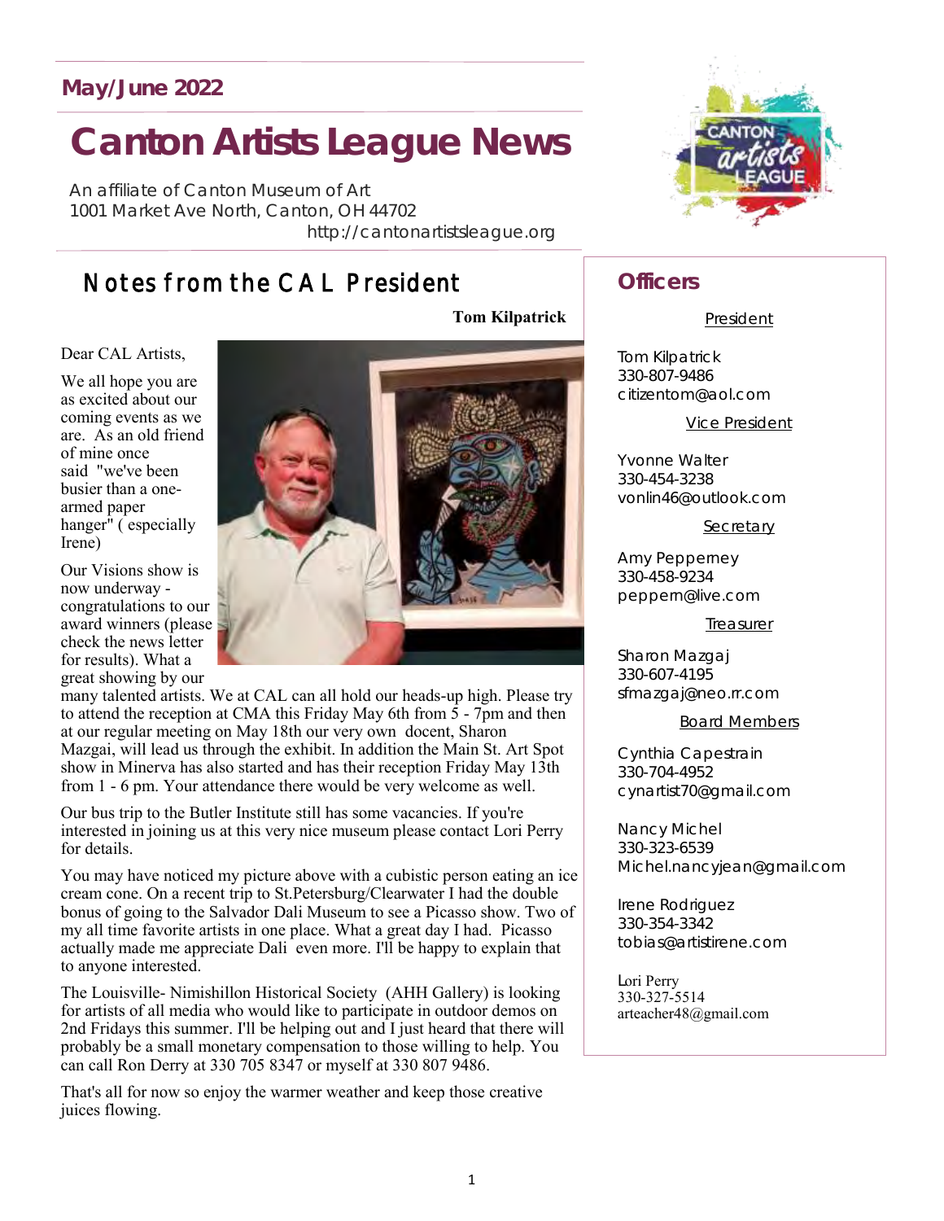May/June 2022

# Canton Artists League News

An affiliate of Canton Museum of Art
1001 Market Ave North, Canton, OH 44702
http://cantonartistsleague.org

## Notes from the CAL President

**Tom Kilpatrick**

Dear CAL Artists,

We all hope you are as excited about our coming events as we are. As an old friend of mine once said "we've been busier than a one-armed paper hanger" ( especially Irene)

Our Visions show is now underway - congratulations to our award winners (please check the news letter for results). What a great showing by our many talented artists. We at CAL can all hold our heads-up high. Please try to attend the reception at CMA this Friday May 6th from 5 - 7pm and then at our regular meeting on May 18th our very own docent, Sharon Mazgai, will lead us through the exhibit. In addition the Main St. Art Spot show in Minerva has also started and has their reception Friday May 13th from 1 - 6 pm. Your attendance there would be very welcome as well.

Our bus trip to the Butler Institute still has some vacancies. If you're interested in joining us at this very nice museum please contact Lori Perry for details.

You may have noticed my picture above with a cubistic person eating an ice cream cone. On a recent trip to St.Petersburg/Clearwater I had the double bonus of going to the Salvador Dali Museum to see a Picasso show. Two of my all time favorite artists in one place. What a great day I had. Picasso actually made me appreciate Dali even more. I'll be happy to explain that to anyone interested.

The Louisville- Nimishillon Historical Society (AHH Gallery) is looking for artists of all media who would like to participate in outdoor demos on 2nd Fridays this summer. I'll be helping out and I just heard that there will probably be a small monetary compensation to those willing to help. You can call Ron Derry at 330 705 8347 or myself at 330 807 9486.

That's all for now so enjoy the warmer weather and keep those creative juices flowing.

## Officers

President

Tom Kilpatrick
330-807-9486
citizentom@aol.com

Vice President

Yvonne Walter
330-454-3238
vonlin46@outlook.com

Secretary

Amy Peppemey
330-458-9234
peppern@live.com

Treasurer

Sharon Mazgaj
330-607-4195
sfmazgaj@neo.rr.com

Board Members

Cynthia Capestrain
330-704-4952
cynartist70@gmail.com

Nancy Michel
330-323-6539
Michel.nancyjean@gmail.com

Irene Rodriguez
330-354-3342
tobias@artistirene.com

Lori Perry
330-327-5514
arteacher48@gmail.com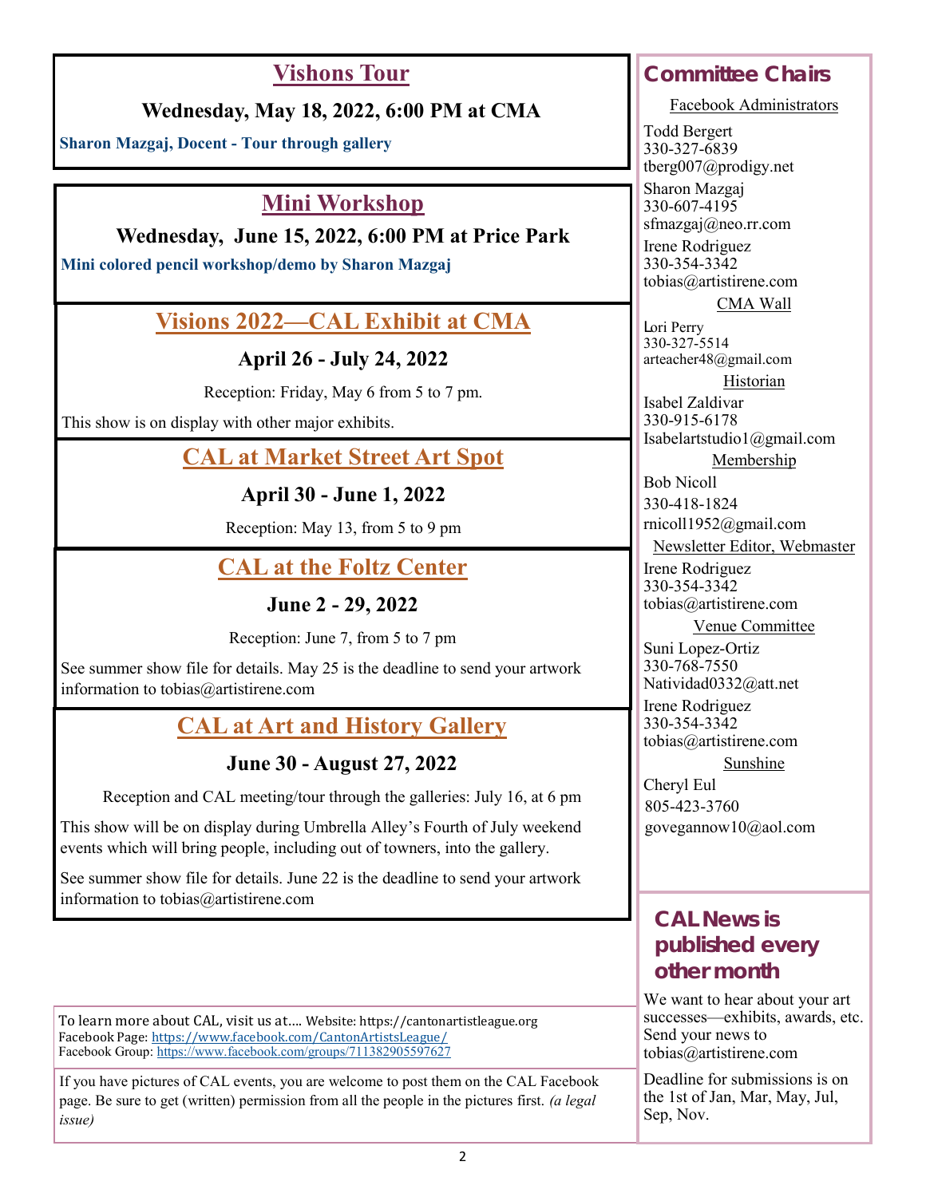## Vishons Tour

**Wednesday, May 18, 2022, 6:00 PM at CMA**

**Sharon Mazgaj, Docent - Tour through gallery**

## Mini Workshop

**Wednesday, June 15, 2022, 6:00 PM at Price Park**

**Mini colored pencil workshop/demo by Sharon Mazgaj**

## Visions 2022—CAL Exhibit at CMA

**April 26 - July 24, 2022**

Reception: Friday, May 6 from 5 to 7 pm.

This show is on display with other major exhibits.

## CAL at Market Street Art Spot

**April 30 - June 1, 2022**

Reception: May 13, from 5 to 9 pm

## CAL at the Foltz Center

**June 2 - 29, 2022**

Reception: June 7, from 5 to 7 pm

See summer show file for details. May 25 is the deadline to send your artwork information to tobias@artistirene.com

## CAL at Art and History Gallery

**June 30 - August 27, 2022**

Reception and CAL meeting/tour through the galleries: July 16, at 6 pm

This show will be on display during Umbrella Alley's Fourth of July weekend events which will bring people, including out of towners, into the gallery.

See summer show file for details. June 22 is the deadline to send your artwork information to tobias@artistirene.com

To learn more about CAL, visit us at…. Website: https://cantonartistleague.org
Facebook Page: https://www.facebook.com/CantonArtistsLeague/
Facebook Group: https://www.facebook.com/groups/711382905597627

If you have pictures of CAL events, you are welcome to post them on the CAL Facebook page. Be sure to get (written) permission from all the people in the pictures first. *(a legal issue)*

## Committee Chairs

Facebook Administrators

Todd Bergert
330-327-6839
tberg007@prodigy.net

Sharon Mazgaj
330-607-4195
sfmazgaj@neo.rr.com

Irene Rodriguez
330-354-3342
tobias@artistirene.com

CMA Wall

Lori Perry
330-327-5514
arteacher48@gmail.com

Historian

Isabel Zaldivar
330-915-6178
Isabelartstudio1@gmail.com

Membership

Bob Nicoll
330-418-1824
rnicoll1952@gmail.com

Newsletter Editor, Webmaster

Irene Rodriguez
330-354-3342
tobias@artistirene.com

Venue Committee

Suni Lopez-Ortiz
330-768-7550
Natividad0332@att.net

Irene Rodriguez
330-354-3342
tobias@artistirene.com

Sunshine

Cheryl Eul
805-423-3760
govegannow10@aol.com

## CAL News is published every other month

We want to hear about your art successes—exhibits, awards, etc. Send your news to tobias@artistirene.com

Deadline for submissions is on the 1st of Jan, Mar, May, Jul, Sep, Nov.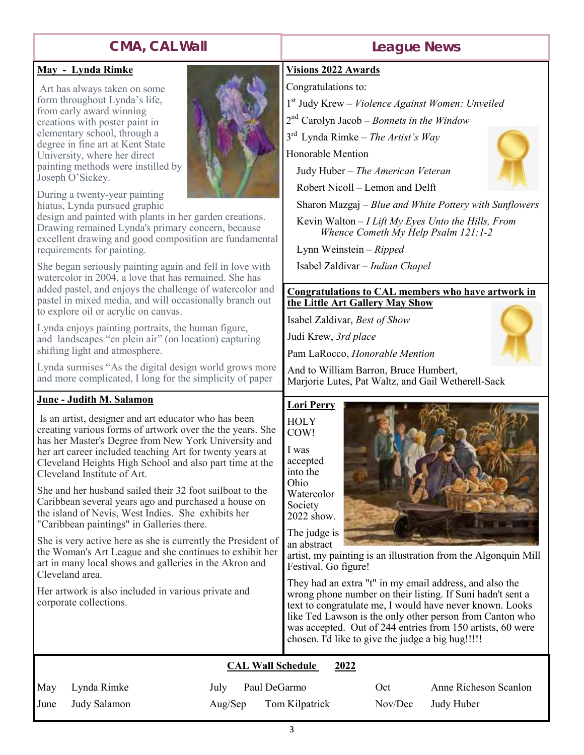## CMA, CAL Wall

### May - Lynda Rimke

Art has always taken on some form throughout Lynda's life, from early award winning creations with poster paint in elementary school, through a degree in fine art at Kent State University, where her direct painting methods were instilled by Joseph O'Sickey.

During a twenty-year painting hiatus, Lynda pursued graphic design and painted with plants in her garden creations. Drawing remained Lynda's primary concern, because excellent drawing and good composition are fundamental requirements for painting.

She began seriously painting again and fell in love with watercolor in 2004, a love that has remained. She has added pastel, and enjoys the challenge of watercolor and pastel in mixed media, and will occasionally branch out to explore oil or acrylic on canvas.

Lynda enjoys painting portraits, the human figure, and landscapes "en plein air" (on location) capturing shifting light and atmosphere.

Lynda surmises "As the digital design world grows more and more complicated, I long for the simplicity of paper

### June - Judith M. Salamon

Is an artist, designer and art educator who has been creating various forms of artwork over the the years. She has her Master's Degree from New York University and her art career included teaching Art for twenty years at Cleveland Heights High School and also part time at the Cleveland Institute of Art.

She and her husband sailed their 32 foot sailboat to the Caribbean several years ago and purchased a house on the island of Nevis, West Indies. She exhibits her "Caribbean paintings" in Galleries there.

She is very active here as she is currently the President of the Woman's Art League and she continues to exhibit her art in many local shows and galleries in the Akron and Cleveland area.

Her artwork is also included in various private and corporate collections.

## League News

### Visions 2022 Awards

Congratulations to:

1st Judy Krew – *Violence Against Women: Unveiled*

2nd Carolyn Jacob – *Bonnets in the Window*

3rd Lynda Rimke – *The Artist's Way*

Honorable Mention

Judy Huber – *The American Veteran*

Robert Nicoll – Lemon and Delft

Sharon Mazgaj – *Blue and White Pottery with Sunflowers*

Kevin Walton – *I Lift My Eyes Unto the Hills, From Whence Cometh My Help Psalm 121:1-2*

Lynn Weinstein – *Ripped*

Isabel Zaldivar – *Indian Chapel*

### Congratulations to CAL members who have artwork in the Little Art Gallery May Show

Isabel Zaldivar, *Best of Show*

Judi Krew, *3rd place*

Pam LaRocco, *Honorable Mention*

And to William Barron, Bruce Humbert, Marjorie Lutes, Pat Waltz, and Gail Wetherell-Sack

### Lori Perry

HOLY COW!

I was accepted into the Ohio Watercolor Society 2022 show.

The judge is an abstract artist, my painting is an illustration from the Algonquin Mill Festival. Go figure!

They had an extra "t" in my email address, and also the wrong phone number on their listing. If Suni hadn't sent a text to congratulate me, I would have never known. Looks like Ted Lawson is the only other person from Canton who was accepted. Out of 244 entries from 150 artists, 60 were chosen. I'd like to give the judge a big hug!!!!!

### CAL Wall Schedule 2022

| | | | | | |
|---|---|---|---|---|---|
| May | Lynda Rimke | July | Paul DeGarmo | Oct | Anne Richeson Scanlon |
| June | Judy Salamon | Aug/Sep | Tom Kilpatrick | Nov/Dec | Judy Huber |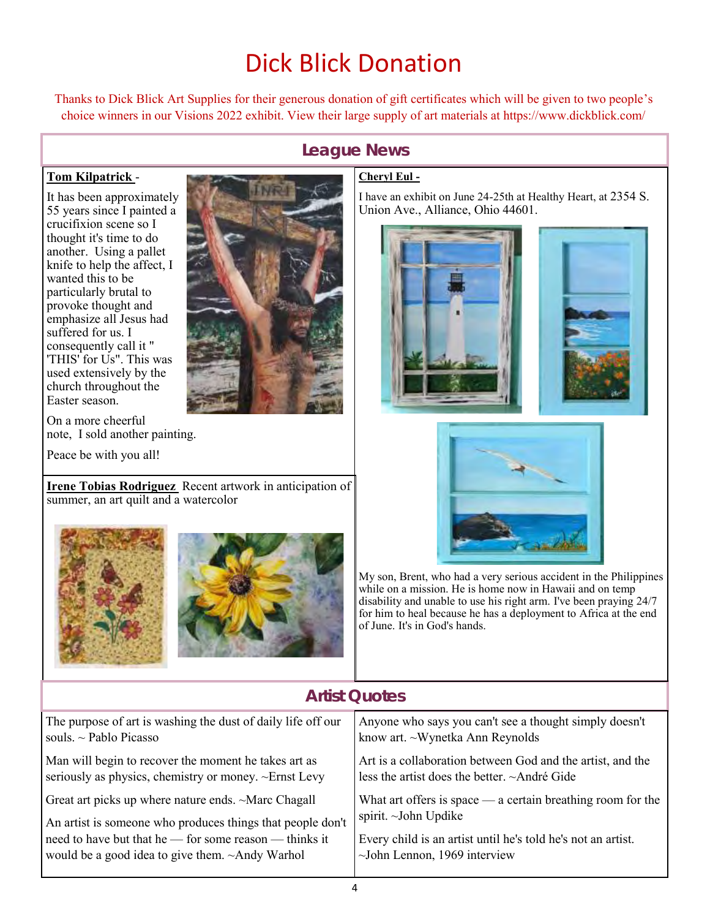# Dick Blick Donation

Thanks to Dick Blick Art Supplies for their generous donation of gift certificates which will be given to two people's choice winners in our Visions 2022 exhibit. View their large supply of art materials at https://www.dickblick.com/

## League News

**Tom Kilpatrick** -

It has been approximately 55 years since I painted a crucifixion scene so I thought it's time to do another. Using a pallet knife to help the affect, I wanted this to be particularly brutal to provoke thought and emphasize all Jesus had suffered for us. I consequently call it " 'THIS' for Us". This was used extensively by the church throughout the Easter season.

On a more cheerful note, I sold another painting.

Peace be with you all!

**Irene Tobias Rodriguez** Recent artwork in anticipation of summer, an art quilt and a watercolor

**Cheryl Eul -**

I have an exhibit on June 24-25th at Healthy Heart, at 2354 S. Union Ave., Alliance, Ohio 44601.

My son, Brent, who had a very serious accident in the Philippines while on a mission. He is home now in Hawaii and on temp disability and unable to use his right arm. I've been praying 24/7 for him to heal because he has a deployment to Africa at the end of June. It's in God's hands.

## Artist Quotes

The purpose of art is washing the dust of daily life off our souls. ~ Pablo Picasso

Man will begin to recover the moment he takes art as seriously as physics, chemistry or money. ~Ernst Levy

Great art picks up where nature ends. ~Marc Chagall

An artist is someone who produces things that people don't need to have but that he — for some reason — thinks it would be a good idea to give them. ~Andy Warhol

Anyone who says you can't see a thought simply doesn't know art. ~Wynetka Ann Reynolds

Art is a collaboration between God and the artist, and the less the artist does the better. ~André Gide

What art offers is space — a certain breathing room for the spirit. ~John Updike

Every child is an artist until he's told he's not an artist. ~John Lennon, 1969 interview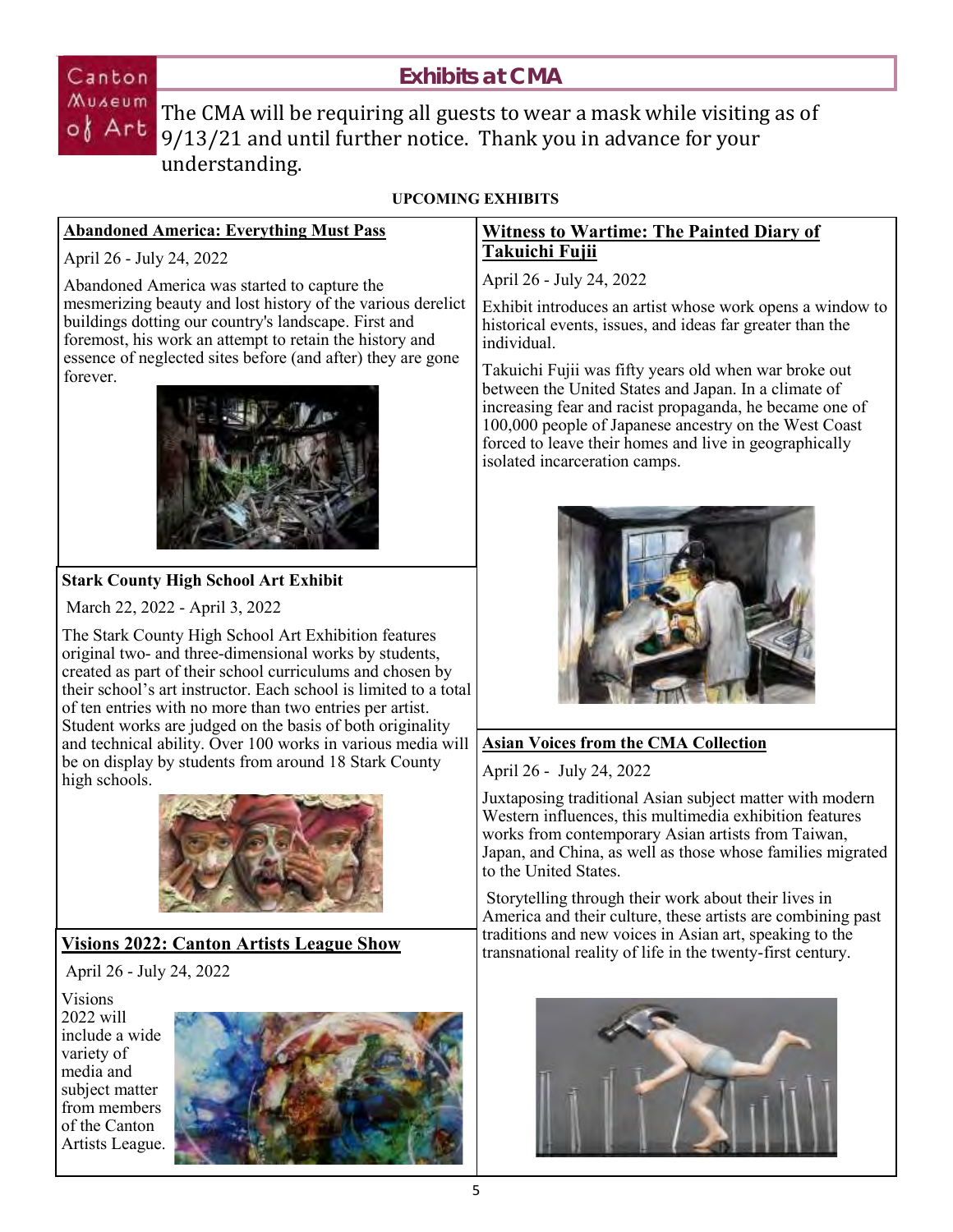Canton Museum of Art

## Exhibits at CMA

The CMA will be requiring all guests to wear a mask while visiting as of 9/13/21 and until further notice. Thank you in advance for your understanding.

**UPCOMING EXHIBITS**

### Abandoned America: Everything Must Pass

April 26 - July 24, 2022

Abandoned America was started to capture the mesmerizing beauty and lost history of the various derelict buildings dotting our country's landscape. First and foremost, his work an attempt to retain the history and essence of neglected sites before (and after) they are gone forever.

### Stark County High School Art Exhibit

March 22, 2022 - April 3, 2022

The Stark County High School Art Exhibition features original two- and three-dimensional works by students, created as part of their school curriculums and chosen by their school's art instructor. Each school is limited to a total of ten entries with no more than two entries per artist. Student works are judged on the basis of both originality and technical ability. Over 100 works in various media will be on display by students from around 18 Stark County high schools.

### Visions 2022: Canton Artists League Show

April 26 - July 24, 2022

Visions 2022 will include a wide variety of media and subject matter from members of the Canton Artists League.

### Witness to Wartime: The Painted Diary of Takuichi Fujii

April 26 - July 24, 2022

Exhibit introduces an artist whose work opens a window to historical events, issues, and ideas far greater than the individual.

Takuichi Fujii was fifty years old when war broke out between the United States and Japan. In a climate of increasing fear and racist propaganda, he became one of 100,000 people of Japanese ancestry on the West Coast forced to leave their homes and live in geographically isolated incarceration camps.

### Asian Voices from the CMA Collection

April 26 - July 24, 2022

Juxtaposing traditional Asian subject matter with modern Western influences, this multimedia exhibition features works from contemporary Asian artists from Taiwan, Japan, and China, as well as those whose families migrated to the United States.

Storytelling through their work about their lives in America and their culture, these artists are combining past traditions and new voices in Asian art, speaking to the transnational reality of life in the twenty-first century.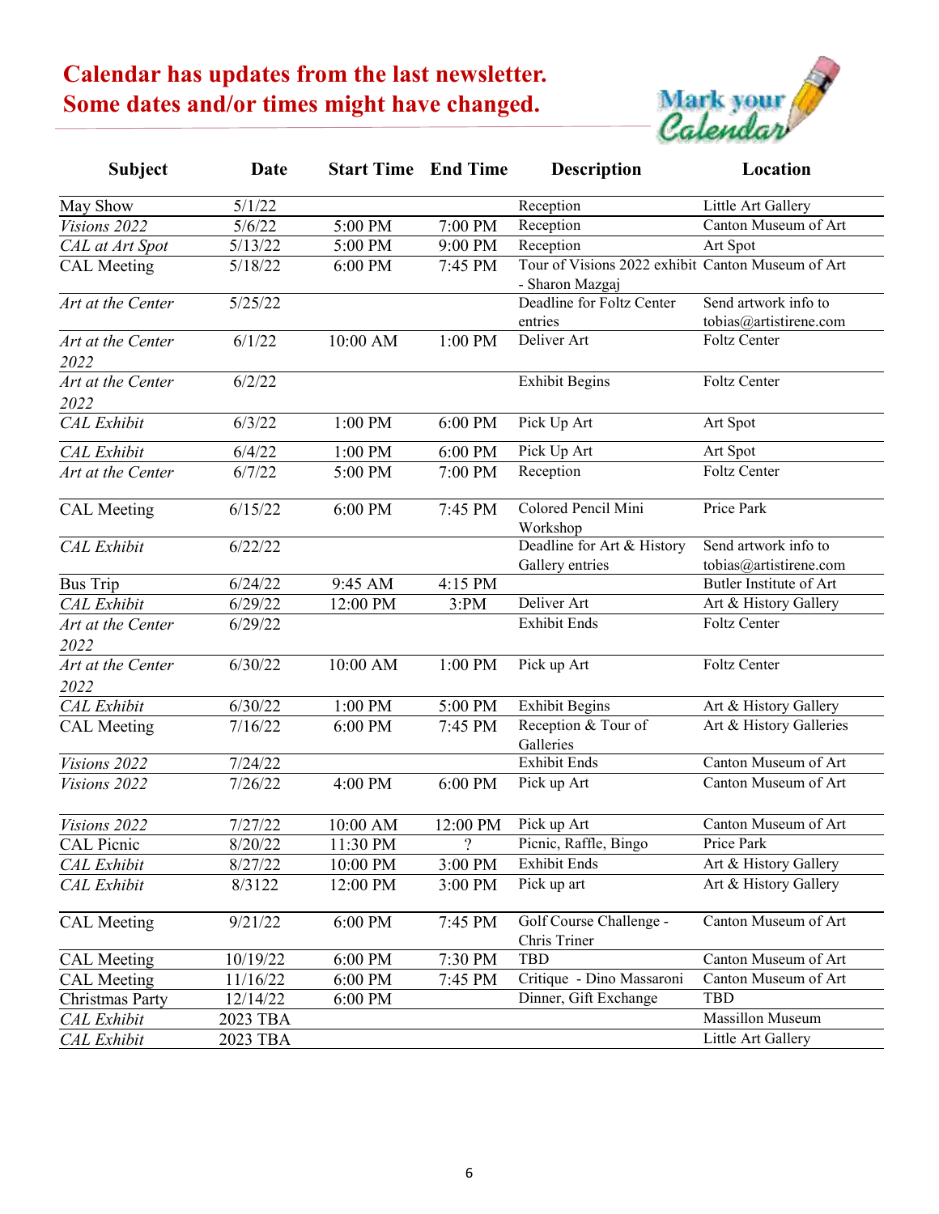**Calendar has updates from the last newsletter.**
**Some dates and/or times might have changed.**

Mark your Calendar

| Subject | Date | Start Time | End Time | Description | Location |
|---|---|---|---|---|---|
| May Show | 5/1/22 | | | Reception | Little Art Gallery |
| *Visions 2022* | 5/6/22 | 5:00 PM | 7:00 PM | Reception | Canton Museum of Art |
| *CAL at Art Spot* | 5/13/22 | 5:00 PM | 9:00 PM | Reception | Art Spot |
| CAL Meeting | 5/18/22 | 6:00 PM | 7:45 PM | Tour of Visions 2022 exhibit - Sharon Mazgaj | Canton Museum of Art |
| *Art at the Center* | 5/25/22 | | | Deadline for Foltz Center entries | Send artwork info to tobias@artistirene.com |
| *Art at the Center 2022* | 6/1/22 | 10:00 AM | 1:00 PM | Deliver Art | Foltz Center |
| *Art at the Center 2022* | 6/2/22 | | | Exhibit Begins | Foltz Center |
| *CAL Exhibit* | 6/3/22 | 1:00 PM | 6:00 PM | Pick Up Art | Art Spot |
| *CAL Exhibit* | 6/4/22 | 1:00 PM | 6:00 PM | Pick Up Art | Art Spot |
| *Art at the Center* | 6/7/22 | 5:00 PM | 7:00 PM | Reception | Foltz Center |
| CAL Meeting | 6/15/22 | 6:00 PM | 7:45 PM | Colored Pencil Mini Workshop | Price Park |
| *CAL Exhibit* | 6/22/22 | | | Deadline for Art & History Gallery entries | Send artwork info to tobias@artistirene.com |
| Bus Trip | 6/24/22 | 9:45 AM | 4:15 PM | | Butler Institute of Art |
| *CAL Exhibit* | 6/29/22 | 12:00 PM | 3:PM | Deliver Art | Art & History Gallery |
| *Art at the Center 2022* | 6/29/22 | | | Exhibit Ends | Foltz Center |
| *Art at the Center 2022* | 6/30/22 | 10:00 AM | 1:00 PM | Pick up Art | Foltz Center |
| *CAL Exhibit* | 6/30/22 | 1:00 PM | 5:00 PM | Exhibit Begins | Art & History Gallery |
| CAL Meeting | 7/16/22 | 6:00 PM | 7:45 PM | Reception & Tour of Galleries | Art & History Galleries |
| *Visions 2022* | 7/24/22 | | | Exhibit Ends | Canton Museum of Art |
| *Visions 2022* | 7/26/22 | 4:00 PM | 6:00 PM | Pick up Art | Canton Museum of Art |
| *Visions 2022* | 7/27/22 | 10:00 AM | 12:00 PM | Pick up Art | Canton Museum of Art |
| CAL Picnic | 8/20/22 | 11:30 PM | ? | Picnic, Raffle, Bingo | Price Park |
| *CAL Exhibit* | 8/27/22 | 10:00 PM | 3:00 PM | Exhibit Ends | Art & History Gallery |
| *CAL Exhibit* | 8/3122 | 12:00 PM | 3:00 PM | Pick up art | Art & History Gallery |
| CAL Meeting | 9/21/22 | 6:00 PM | 7:45 PM | Golf Course Challenge - Chris Triner | Canton Museum of Art |
| CAL Meeting | 10/19/22 | 6:00 PM | 7:30 PM | TBD | Canton Museum of Art |
| CAL Meeting | 11/16/22 | 6:00 PM | 7:45 PM | Critique - Dino Massaroni | Canton Museum of Art |
| Christmas Party | 12/14/22 | 6:00 PM | | Dinner, Gift Exchange | TBD |
| *CAL Exhibit* | 2023 TBA | | | | Massillon Museum |
| *CAL Exhibit* | 2023 TBA | | | | Little Art Gallery |